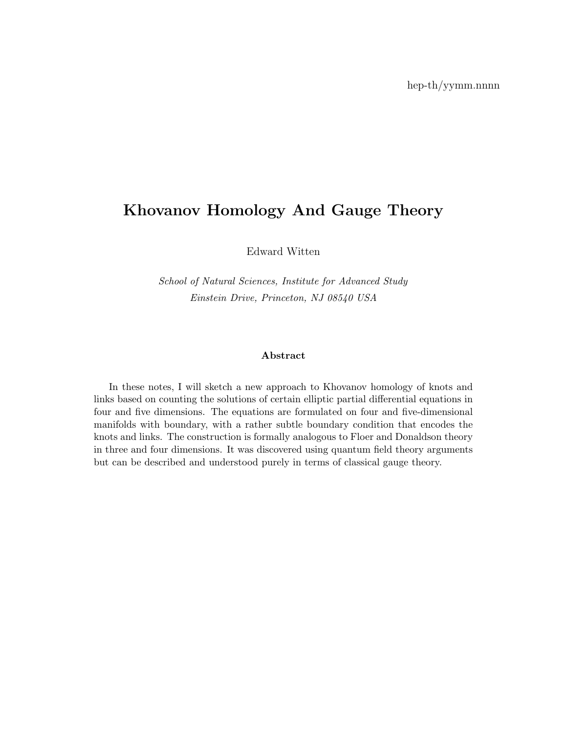hep-th/yymm.nnnn

# Khovanov Homology And Gauge Theory

Edward Witten

*School of Natural Sciences, Institute for Advanced Study*
*Einstein Drive, Princeton, NJ 08540 USA*

**Abstract**

In these notes, I will sketch a new approach to Khovanov homology of knots and links based on counting the solutions of certain elliptic partial differential equations in four and five dimensions. The equations are formulated on four and five-dimensional manifolds with boundary, with a rather subtle boundary condition that encodes the knots and links. The construction is formally analogous to Floer and Donaldson theory in three and four dimensions. It was discovered using quantum field theory arguments but can be described and understood purely in terms of classical gauge theory.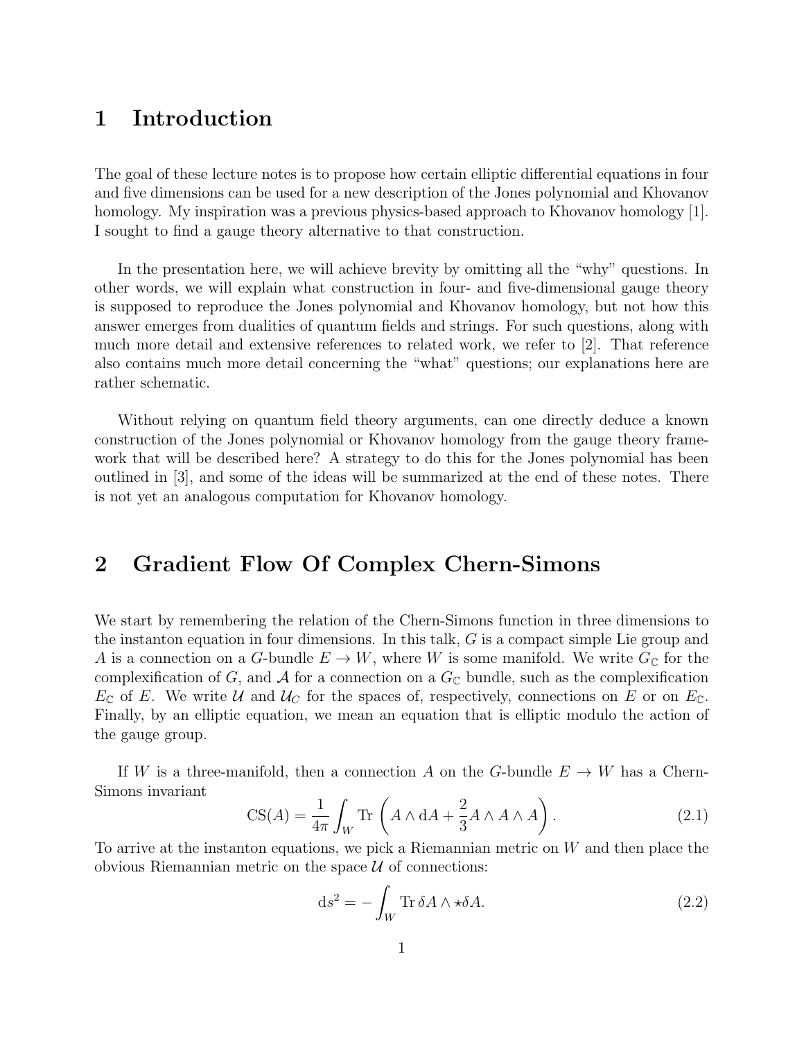# 1 Introduction

The goal of these lecture notes is to propose how certain elliptic differential equations in four and five dimensions can be used for a new description of the Jones polynomial and Khovanov homology. My inspiration was a previous physics-based approach to Khovanov homology [1]. I sought to find a gauge theory alternative to that construction.

In the presentation here, we will achieve brevity by omitting all the "why" questions. In other words, we will explain what construction in four- and five-dimensional gauge theory is supposed to reproduce the Jones polynomial and Khovanov homology, but not how this answer emerges from dualities of quantum fields and strings. For such questions, along with much more detail and extensive references to related work, we refer to [2]. That reference also contains much more detail concerning the "what" questions; our explanations here are rather schematic.

Without relying on quantum field theory arguments, can one directly deduce a known construction of the Jones polynomial or Khovanov homology from the gauge theory framework that will be described here? A strategy to do this for the Jones polynomial has been outlined in [3], and some of the ideas will be summarized at the end of these notes. There is not yet an analogous computation for Khovanov homology.

# 2 Gradient Flow Of Complex Chern-Simons

We start by remembering the relation of the Chern-Simons function in three dimensions to the instanton equation in four dimensions. In this talk, $G$ is a compact simple Lie group and $A$ is a connection on a $G$-bundle $E \to W$, where $W$ is some manifold. We write $G_{\mathbb{C}}$ for the complexification of $G$, and $\mathcal{A}$ for a connection on a $G_{\mathbb{C}}$ bundle, such as the complexification $E_{\mathbb{C}}$ of $E$. We write $\mathcal{U}$ and $\mathcal{U}_C$ for the spaces of, respectively, connections on $E$ or on $E_{\mathbb{C}}$. Finally, by an elliptic equation, we mean an equation that is elliptic modulo the action of the gauge group.

If $W$ is a three-manifold, then a connection $A$ on the $G$-bundle $E \to W$ has a Chern-Simons invariant

$$\mathrm{CS}(A) = \frac{1}{4\pi} \int_W \mathrm{Tr}\left( A \wedge \mathrm{d}A + \frac{2}{3} A \wedge A \wedge A \right). \tag{2.1}$$

To arrive at the instanton equations, we pick a Riemannian metric on $W$ and then place the obvious Riemannian metric on the space $\mathcal{U}$ of connections:

$$\mathrm{d}s^2 = -\int_W \mathrm{Tr}\, \delta A \wedge \star \delta A. \tag{2.2}$$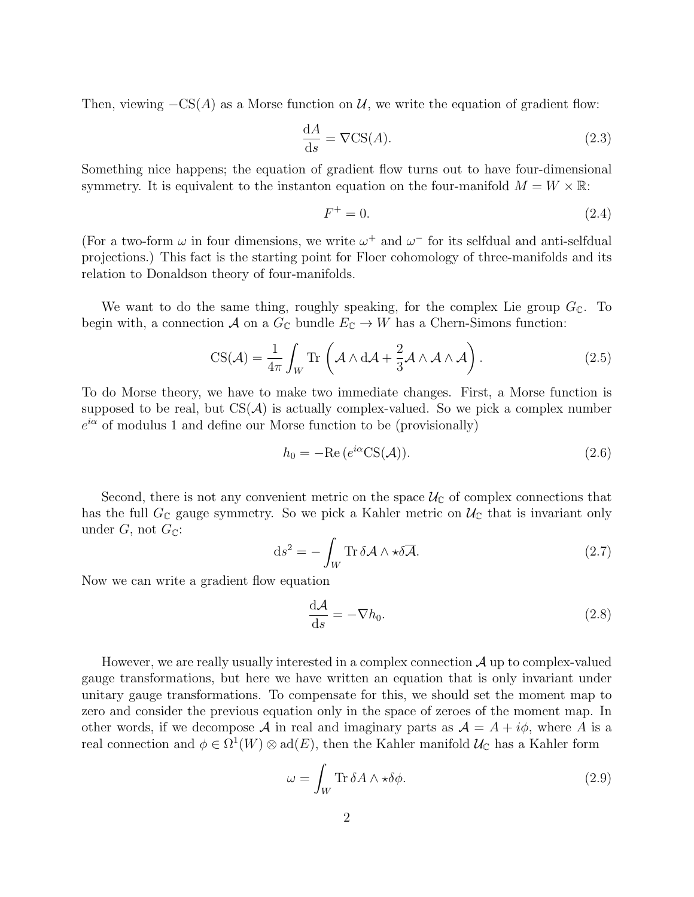Then, viewing $-\mathrm{CS}(A)$ as a Morse function on $\mathcal{U}$, we write the equation of gradient flow:

$$\frac{\mathrm{d}A}{\mathrm{d}s} = \nabla \mathrm{CS}(A). \tag{2.3}$$

Something nice happens; the equation of gradient flow turns out to have four-dimensional symmetry. It is equivalent to the instanton equation on the four-manifold $M = W \times \mathbb{R}$:

$$F^+ = 0. \tag{2.4}$$

(For a two-form $\omega$ in four dimensions, we write $\omega^+$ and $\omega^-$ for its selfdual and anti-selfdual projections.) This fact is the starting point for Floer cohomology of three-manifolds and its relation to Donaldson theory of four-manifolds.

We want to do the same thing, roughly speaking, for the complex Lie group $G_\mathbb{C}$. To begin with, a connection $\mathcal{A}$ on a $G_\mathbb{C}$ bundle $E_\mathbb{C} \to W$ has a Chern-Simons function:

$$\mathrm{CS}(\mathcal{A}) = \frac{1}{4\pi}\int_W \mathrm{Tr}\left(\mathcal{A}\wedge \mathrm{d}\mathcal{A} + \frac{2}{3}\mathcal{A}\wedge\mathcal{A}\wedge\mathcal{A}\right). \tag{2.5}$$

To do Morse theory, we have to make two immediate changes. First, a Morse function is supposed to be real, but $\mathrm{CS}(\mathcal{A})$ is actually complex-valued. So we pick a complex number $e^{i\alpha}$ of modulus 1 and define our Morse function to be (provisionally)

$$h_0 = -\mathrm{Re}\,(e^{i\alpha}\mathrm{CS}(\mathcal{A})). \tag{2.6}$$

Second, there is not any convenient metric on the space $\mathcal{U}_\mathbb{C}$ of complex connections that has the full $G_\mathbb{C}$ gauge symmetry. So we pick a Kahler metric on $\mathcal{U}_\mathbb{C}$ that is invariant only under $G$, not $G_\mathbb{C}$:

$$\mathrm{d}s^2 = -\int_W \mathrm{Tr}\,\delta\mathcal{A}\wedge\star\delta\overline{\mathcal{A}}. \tag{2.7}$$

Now we can write a gradient flow equation

$$\frac{\mathrm{d}\mathcal{A}}{\mathrm{d}s} = -\nabla h_0. \tag{2.8}$$

However, we are really usually interested in a complex connection $\mathcal{A}$ up to complex-valued gauge transformations, but here we have written an equation that is only invariant under unitary gauge transformations. To compensate for this, we should set the moment map to zero and consider the previous equation only in the space of zeroes of the moment map. In other words, if we decompose $\mathcal{A}$ in real and imaginary parts as $\mathcal{A} = A + i\phi$, where $A$ is a real connection and $\phi \in \Omega^1(W)\otimes \mathrm{ad}(E)$, then the Kahler manifold $\mathcal{U}_\mathbb{C}$ has a Kahler form

$$\omega = \int_W \mathrm{Tr}\,\delta A\wedge\star\delta\phi. \tag{2.9}$$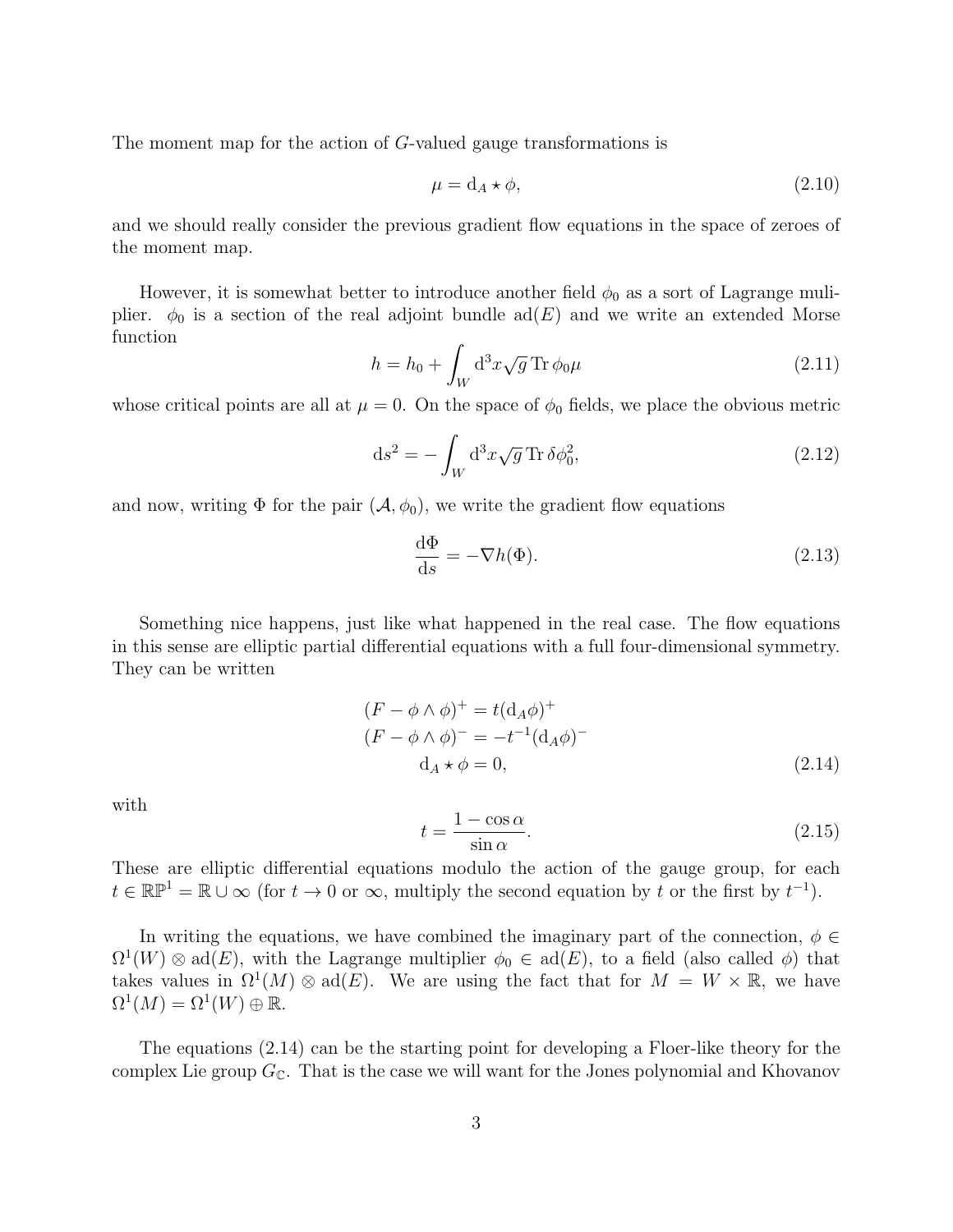The moment map for the action of $G$-valued gauge transformations is

$$\mu = \mathrm{d}_A \star \phi, \tag{2.10}$$

and we should really consider the previous gradient flow equations in the space of zeroes of the moment map.

However, it is somewhat better to introduce another field $\phi_0$ as a sort of Lagrange muliplier. $\phi_0$ is a section of the real adjoint bundle $\mathrm{ad}(E)$ and we write an extended Morse function

$$h = h_0 + \int_W \mathrm{d}^3x \sqrt{g}\, \mathrm{Tr}\, \phi_0 \mu \tag{2.11}$$

whose critical points are all at $\mu = 0$. On the space of $\phi_0$ fields, we place the obvious metric

$$\mathrm{d}s^2 = -\int_W \mathrm{d}^3x \sqrt{g}\, \mathrm{Tr}\, \delta\phi_0^2, \tag{2.12}$$

and now, writing $\Phi$ for the pair $(\mathcal{A}, \phi_0)$, we write the gradient flow equations

$$\frac{\mathrm{d}\Phi}{\mathrm{d}s} = -\nabla h(\Phi). \tag{2.13}$$

Something nice happens, just like what happened in the real case. The flow equations in this sense are elliptic partial differential equations with a full four-dimensional symmetry. They can be written

$$\begin{aligned}
(F - \phi \wedge \phi)^+ &= t(\mathrm{d}_A\phi)^+ \\
(F - \phi \wedge \phi)^- &= -t^{-1}(\mathrm{d}_A\phi)^- \\
\mathrm{d}_A \star \phi &= 0,
\end{aligned} \tag{2.14}$$

with

$$t = \frac{1 - \cos\alpha}{\sin\alpha}. \tag{2.15}$$

These are elliptic differential equations modulo the action of the gauge group, for each $t \in \mathbb{RP}^1 = \mathbb{R} \cup \infty$ (for $t \to 0$ or $\infty$, multiply the second equation by $t$ or the first by $t^{-1}$).

In writing the equations, we have combined the imaginary part of the connection, $\phi \in \Omega^1(W) \otimes \mathrm{ad}(E)$, with the Lagrange multiplier $\phi_0 \in \mathrm{ad}(E)$, to a field (also called $\phi$) that takes values in $\Omega^1(M) \otimes \mathrm{ad}(E)$. We are using the fact that for $M = W \times \mathbb{R}$, we have $\Omega^1(M) = \Omega^1(W) \oplus \mathbb{R}$.

The equations (2.14) can be the starting point for developing a Floer-like theory for the complex Lie group $G_{\mathbb{C}}$. That is the case we will want for the Jones polynomial and Khovanov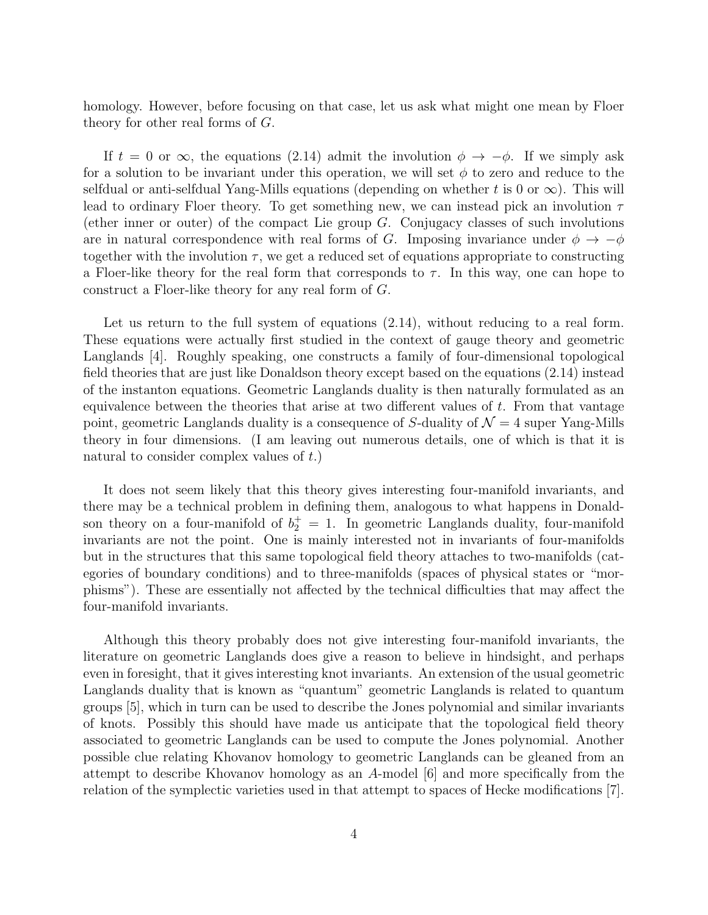homology. However, before focusing on that case, let us ask what might one mean by Floer theory for other real forms of $G$.

If $t = 0$ or $\infty$, the equations (2.14) admit the involution $\phi \to -\phi$. If we simply ask for a solution to be invariant under this operation, we will set $\phi$ to zero and reduce to the selfdual or anti-selfdual Yang-Mills equations (depending on whether $t$ is 0 or $\infty$). This will lead to ordinary Floer theory. To get something new, we can instead pick an involution $\tau$ (ether inner or outer) of the compact Lie group $G$. Conjugacy classes of such involutions are in natural correspondence with real forms of $G$. Imposing invariance under $\phi \to -\phi$ together with the involution $\tau$, we get a reduced set of equations appropriate to constructing a Floer-like theory for the real form that corresponds to $\tau$. In this way, one can hope to construct a Floer-like theory for any real form of $G$.

Let us return to the full system of equations (2.14), without reducing to a real form. These equations were actually first studied in the context of gauge theory and geometric Langlands [4]. Roughly speaking, one constructs a family of four-dimensional topological field theories that are just like Donaldson theory except based on the equations (2.14) instead of the instanton equations. Geometric Langlands duality is then naturally formulated as an equivalence between the theories that arise at two different values of $t$. From that vantage point, geometric Langlands duality is a consequence of $S$-duality of $\mathcal{N} = 4$ super Yang-Mills theory in four dimensions. (I am leaving out numerous details, one of which is that it is natural to consider complex values of $t$.)

It does not seem likely that this theory gives interesting four-manifold invariants, and there may be a technical problem in defining them, analogous to what happens in Donaldson theory on a four-manifold of $b_2^+ = 1$. In geometric Langlands duality, four-manifold invariants are not the point. One is mainly interested not in invariants of four-manifolds but in the structures that this same topological field theory attaches to two-manifolds (categories of boundary conditions) and to three-manifolds (spaces of physical states or "morphisms"). These are essentially not affected by the technical difficulties that may affect the four-manifold invariants.

Although this theory probably does not give interesting four-manifold invariants, the literature on geometric Langlands does give a reason to believe in hindsight, and perhaps even in foresight, that it gives interesting knot invariants. An extension of the usual geometric Langlands duality that is known as "quantum" geometric Langlands is related to quantum groups [5], which in turn can be used to describe the Jones polynomial and similar invariants of knots. Possibly this should have made us anticipate that the topological field theory associated to geometric Langlands can be used to compute the Jones polynomial. Another possible clue relating Khovanov homology to geometric Langlands can be gleaned from an attempt to describe Khovanov homology as an $A$-model [6] and more specifically from the relation of the symplectic varieties used in that attempt to spaces of Hecke modifications [7].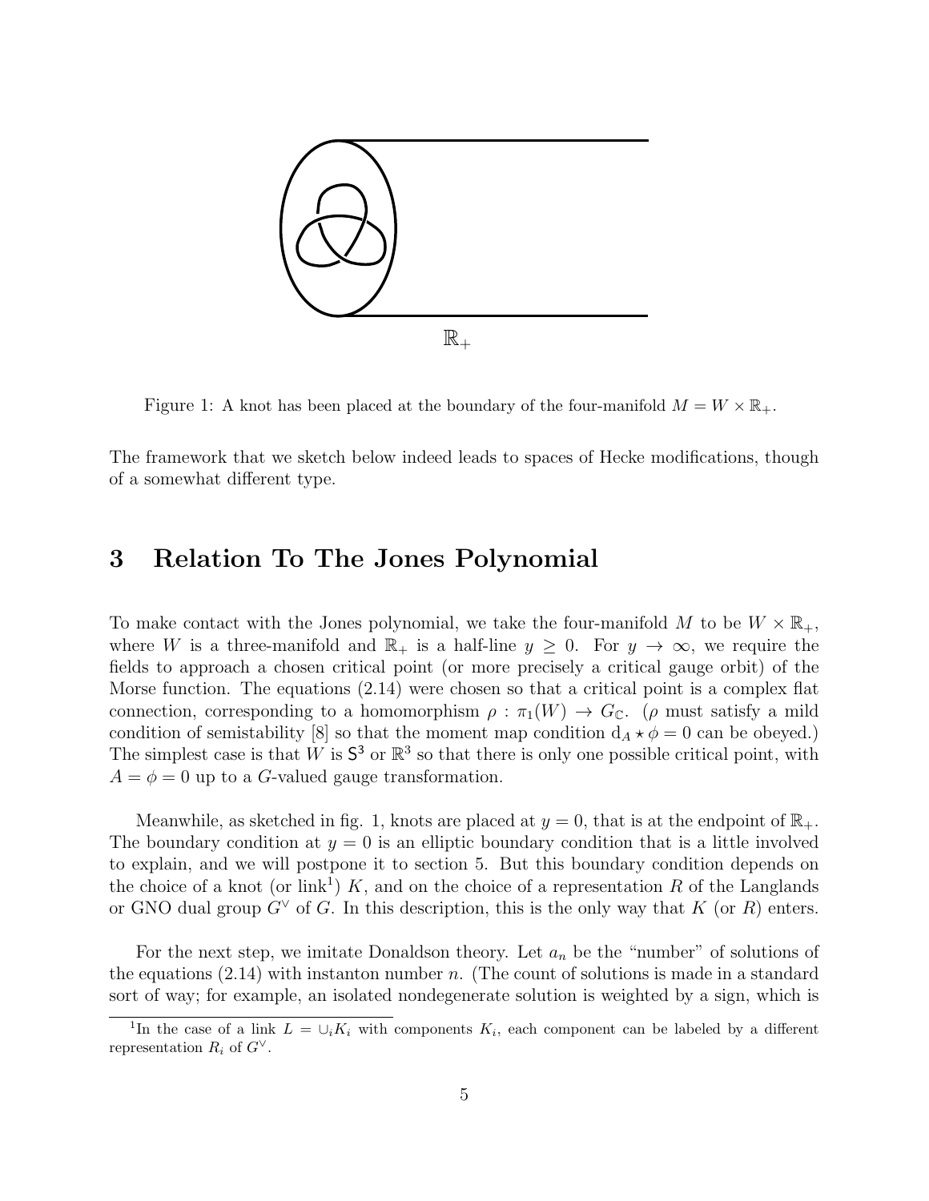Figure 1: A knot has been placed at the boundary of the four-manifold $M = W \times \mathbb{R}_+$.

The framework that we sketch below indeed leads to spaces of Hecke modifications, though of a somewhat different type.

# 3 Relation To The Jones Polynomial

To make contact with the Jones polynomial, we take the four-manifold $M$ to be $W \times \mathbb{R}_+$, where $W$ is a three-manifold and $\mathbb{R}_+$ is a half-line $y \geq 0$. For $y \to \infty$, we require the fields to approach a chosen critical point (or more precisely a critical gauge orbit) of the Morse function. The equations (2.14) were chosen so that a critical point is a complex flat connection, corresponding to a homomorphism $\rho : \pi_1(W) \to G_{\mathbb{C}}$. ($\rho$ must satisfy a mild condition of semistability [8] so that the moment map condition $\mathrm{d}_A \star \phi = 0$ can be obeyed.) The simplest case is that $W$ is $\mathsf{S}^3$ or $\mathbb{R}^3$ so that there is only one possible critical point, with $A = \phi = 0$ up to a $G$-valued gauge transformation.

Meanwhile, as sketched in fig. 1, knots are placed at $y = 0$, that is at the endpoint of $\mathbb{R}_+$. The boundary condition at $y = 0$ is an elliptic boundary condition that is a little involved to explain, and we will postpone it to section 5. But this boundary condition depends on the choice of a knot (or link[1]) $K$, and on the choice of a representation $R$ of the Langlands or GNO dual group $G^\vee$ of $G$. In this description, this is the only way that $K$ (or $R$) enters.

For the next step, we imitate Donaldson theory. Let $a_n$ be the "number" of solutions of the equations (2.14) with instanton number $n$. (The count of solutions is made in a standard sort of way; for example, an isolated nondegenerate solution is weighted by a sign, which is

[1] In the case of a link $L = \cup_i K_i$ with components $K_i$, each component can be labeled by a different representation $R_i$ of $G^\vee$.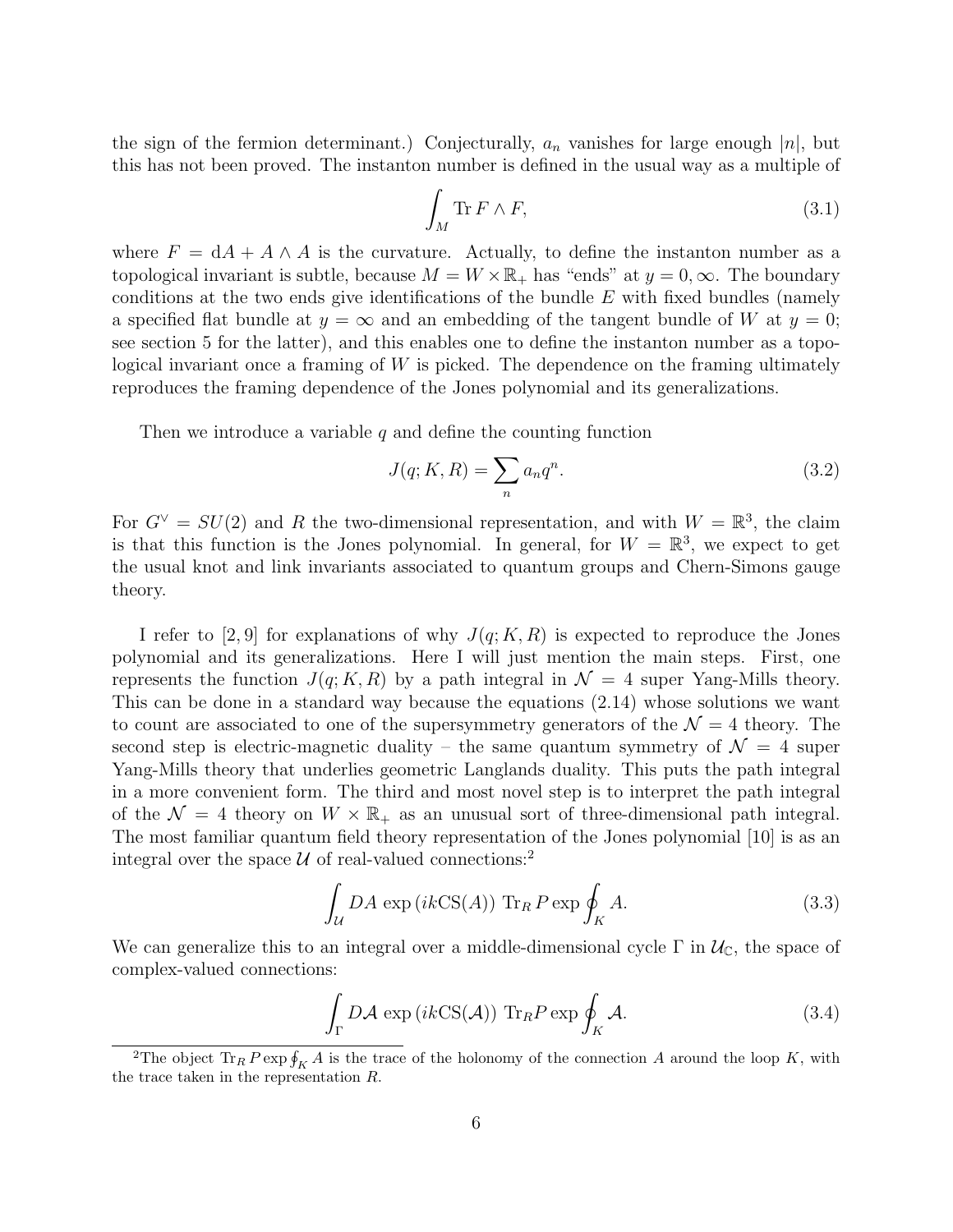the sign of the fermion determinant.) Conjecturally, $a_n$ vanishes for large enough $|n|$, but this has not been proved. The instanton number is defined in the usual way as a multiple of

$$\int_M \operatorname{Tr} F \wedge F, \tag{3.1}$$

where $F = \mathrm{d}A + A \wedge A$ is the curvature. Actually, to define the instanton number as a topological invariant is subtle, because $M = W \times \mathbb{R}_+$ has "ends" at $y = 0, \infty$. The boundary conditions at the two ends give identifications of the bundle $E$ with fixed bundles (namely a specified flat bundle at $y = \infty$ and an embedding of the tangent bundle of $W$ at $y = 0$; see section 5 for the latter), and this enables one to define the instanton number as a topological invariant once a framing of $W$ is picked. The dependence on the framing ultimately reproduces the framing dependence of the Jones polynomial and its generalizations.

Then we introduce a variable $q$ and define the counting function

$$J(q; K, R) = \sum_n a_n q^n. \tag{3.2}$$

For $G^\vee = SU(2)$ and $R$ the two-dimensional representation, and with $W = \mathbb{R}^3$, the claim is that this function is the Jones polynomial. In general, for $W = \mathbb{R}^3$, we expect to get the usual knot and link invariants associated to quantum groups and Chern-Simons gauge theory.

I refer to [2, 9] for explanations of why $J(q; K, R)$ is expected to reproduce the Jones polynomial and its generalizations. Here I will just mention the main steps. First, one represents the function $J(q; K, R)$ by a path integral in $\mathcal{N} = 4$ super Yang-Mills theory. This can be done in a standard way because the equations (2.14) whose solutions we want to count are associated to one of the supersymmetry generators of the $\mathcal{N} = 4$ theory. The second step is electric-magnetic duality – the same quantum symmetry of $\mathcal{N} = 4$ super Yang-Mills theory that underlies geometric Langlands duality. This puts the path integral in a more convenient form. The third and most novel step is to interpret the path integral of the $\mathcal{N} = 4$ theory on $W \times \mathbb{R}_+$ as an unusual sort of three-dimensional path integral. The most familiar quantum field theory representation of the Jones polynomial [10] is as an integral over the space $\mathcal{U}$ of real-valued connections:[2]

$$\int_{\mathcal{U}} DA \, \exp\left(ik\mathrm{CS}(A)\right) \, \operatorname{Tr}_R P \exp \oint_K A. \tag{3.3}$$

We can generalize this to an integral over a middle-dimensional cycle $\Gamma$ in $\mathcal{U}_{\mathbb{C}}$, the space of complex-valued connections:

$$\int_{\Gamma} D\mathcal{A} \, \exp\left(ik\mathrm{CS}(\mathcal{A})\right) \, \operatorname{Tr}_R P \exp \oint_K \mathcal{A}. \tag{3.4}$$

[2] The object $\operatorname{Tr}_R P \exp \oint_K A$ is the trace of the holonomy of the connection $A$ around the loop $K$, with the trace taken in the representation $R$.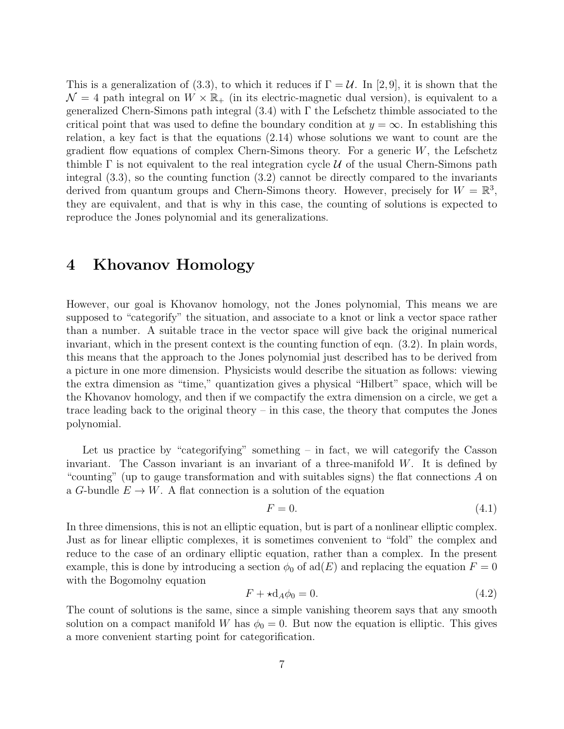This is a generalization of (3.3), to which it reduces if $\Gamma = \mathcal{U}$. In [2,9], it is shown that the $\mathcal{N} = 4$ path integral on $W \times \mathbb{R}_+$ (in its electric-magnetic dual version), is equivalent to a generalized Chern-Simons path integral (3.4) with $\Gamma$ the Lefschetz thimble associated to the critical point that was used to define the boundary condition at $y = \infty$. In establishing this relation, a key fact is that the equations (2.14) whose solutions we want to count are the gradient flow equations of complex Chern-Simons theory. For a generic $W$, the Lefschetz thimble $\Gamma$ is not equivalent to the real integration cycle $\mathcal{U}$ of the usual Chern-Simons path integral (3.3), so the counting function (3.2) cannot be directly compared to the invariants derived from quantum groups and Chern-Simons theory. However, precisely for $W = \mathbb{R}^3$, they are equivalent, and that is why in this case, the counting of solutions is expected to reproduce the Jones polynomial and its generalizations.

# 4 Khovanov Homology

However, our goal is Khovanov homology, not the Jones polynomial, This means we are supposed to "categorify" the situation, and associate to a knot or link a vector space rather than a number. A suitable trace in the vector space will give back the original numerical invariant, which in the present context is the counting function of eqn. (3.2). In plain words, this means that the approach to the Jones polynomial just described has to be derived from a picture in one more dimension. Physicists would describe the situation as follows: viewing the extra dimension as "time," quantization gives a physical "Hilbert" space, which will be the Khovanov homology, and then if we compactify the extra dimension on a circle, we get a trace leading back to the original theory – in this case, the theory that computes the Jones polynomial.

Let us practice by "categorifying" something – in fact, we will categorify the Casson invariant. The Casson invariant is an invariant of a three-manifold $W$. It is defined by "counting" (up to gauge transformation and with suitables signs) the flat connections $A$ on a $G$-bundle $E \to W$. A flat connection is a solution of the equation

$$F = 0. \tag{4.1}$$

In three dimensions, this is not an elliptic equation, but is part of a nonlinear elliptic complex. Just as for linear elliptic complexes, it is sometimes convenient to "fold" the complex and reduce to the case of an ordinary elliptic equation, rather than a complex. In the present example, this is done by introducing a section $\phi_0$ of $\mathrm{ad}(E)$ and replacing the equation $F = 0$ with the Bogomolny equation

$$F + \star \mathrm{d}_A \phi_0 = 0. \tag{4.2}$$

The count of solutions is the same, since a simple vanishing theorem says that any smooth solution on a compact manifold $W$ has $\phi_0 = 0$. But now the equation is elliptic. This gives a more convenient starting point for categorification.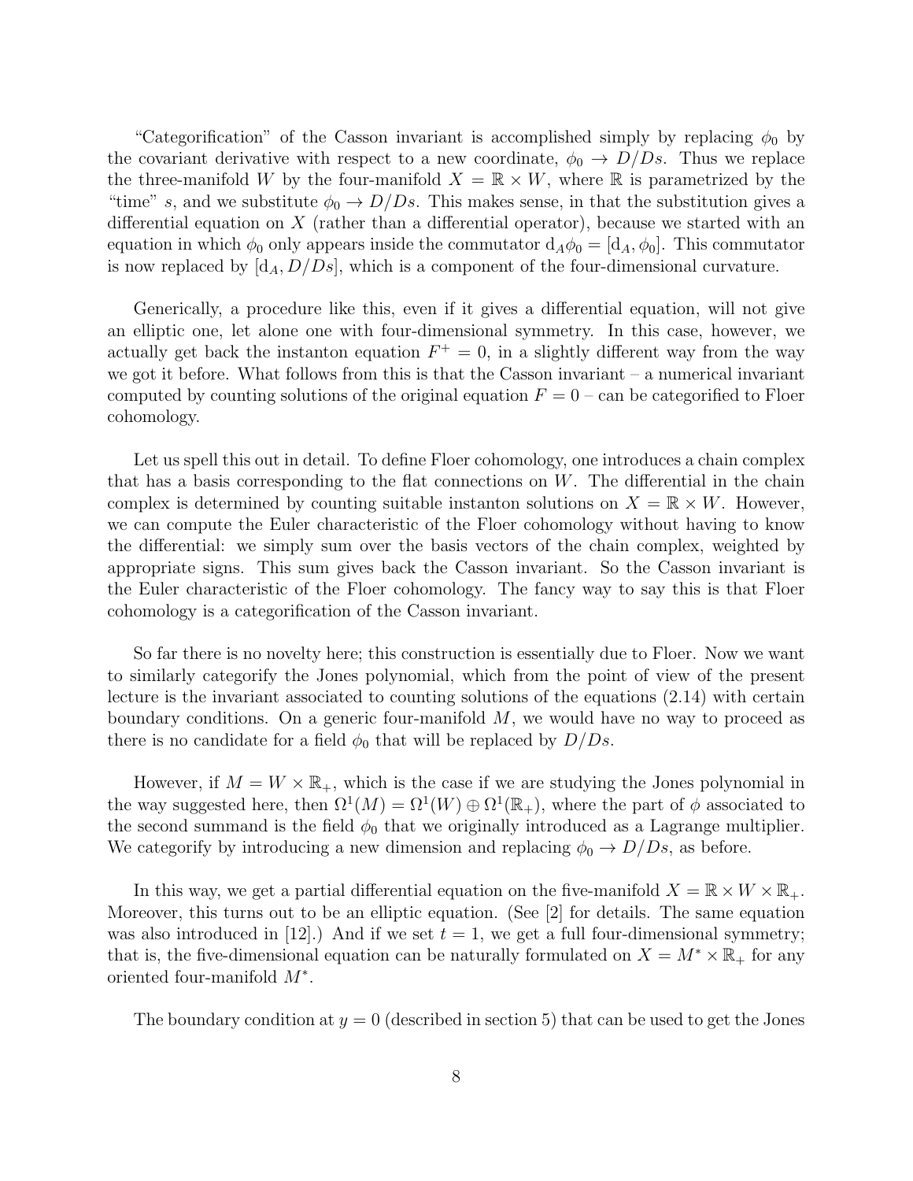"Categorification" of the Casson invariant is accomplished simply by replacing $\phi_0$ by the covariant derivative with respect to a new coordinate, $\phi_0 \to D/Ds$. Thus we replace the three-manifold $W$ by the four-manifold $X = \mathbb{R} \times W$, where $\mathbb{R}$ is parametrized by the "time" $s$, and we substitute $\phi_0 \to D/Ds$. This makes sense, in that the substitution gives a differential equation on $X$ (rather than a differential operator), because we started with an equation in which $\phi_0$ only appears inside the commutator $\mathrm{d}_A\phi_0 = [\mathrm{d}_A, \phi_0]$. This commutator is now replaced by $[\mathrm{d}_A, D/Ds]$, which is a component of the four-dimensional curvature.

Generically, a procedure like this, even if it gives a differential equation, will not give an elliptic one, let alone one with four-dimensional symmetry. In this case, however, we actually get back the instanton equation $F^+ = 0$, in a slightly different way from the way we got it before. What follows from this is that the Casson invariant – a numerical invariant computed by counting solutions of the original equation $F = 0$ – can be categorified to Floer cohomology.

Let us spell this out in detail. To define Floer cohomology, one introduces a chain complex that has a basis corresponding to the flat connections on $W$. The differential in the chain complex is determined by counting suitable instanton solutions on $X = \mathbb{R} \times W$. However, we can compute the Euler characteristic of the Floer cohomology without having to know the differential: we simply sum over the basis vectors of the chain complex, weighted by appropriate signs. This sum gives back the Casson invariant. So the Casson invariant is the Euler characteristic of the Floer cohomology. The fancy way to say this is that Floer cohomology is a categorification of the Casson invariant.

So far there is no novelty here; this construction is essentially due to Floer. Now we want to similarly categorify the Jones polynomial, which from the point of view of the present lecture is the invariant associated to counting solutions of the equations (2.14) with certain boundary conditions. On a generic four-manifold $M$, we would have no way to proceed as there is no candidate for a field $\phi_0$ that will be replaced by $D/Ds$.

However, if $M = W \times \mathbb{R}_+$, which is the case if we are studying the Jones polynomial in the way suggested here, then $\Omega^1(M) = \Omega^1(W) \oplus \Omega^1(\mathbb{R}_+)$, where the part of $\phi$ associated to the second summand is the field $\phi_0$ that we originally introduced as a Lagrange multiplier. We categorify by introducing a new dimension and replacing $\phi_0 \to D/Ds$, as before.

In this way, we get a partial differential equation on the five-manifold $X = \mathbb{R} \times W \times \mathbb{R}_+$. Moreover, this turns out to be an elliptic equation. (See [2] for details. The same equation was also introduced in [12].) And if we set $t = 1$, we get a full four-dimensional symmetry; that is, the five-dimensional equation can be naturally formulated on $X = M^* \times \mathbb{R}_+$ for any oriented four-manifold $M^*$.

The boundary condition at $y = 0$ (described in section 5) that can be used to get the Jones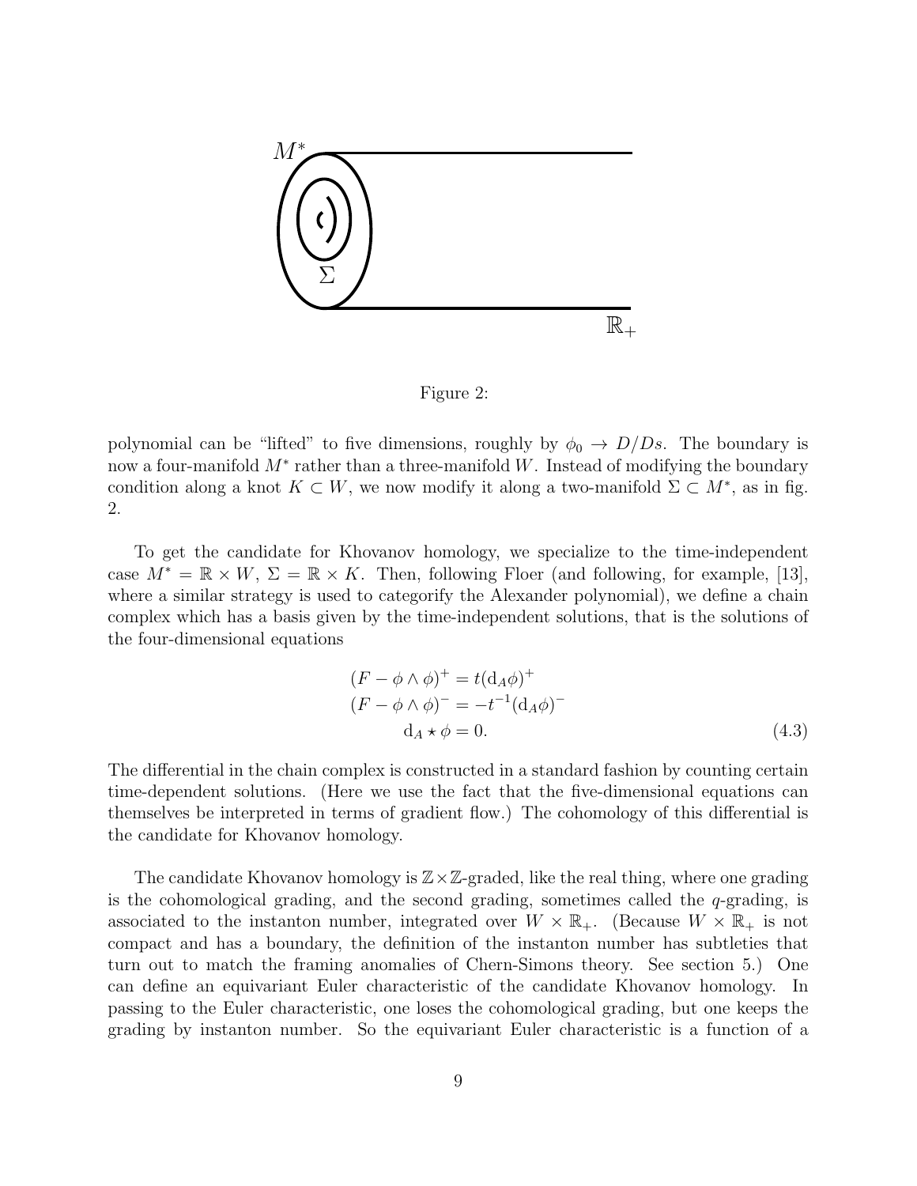Figure 2:

polynomial can be "lifted" to five dimensions, roughly by $\phi_0 \to D/Ds$. The boundary is now a four-manifold $M^*$ rather than a three-manifold $W$. Instead of modifying the boundary condition along a knot $K \subset W$, we now modify it along a two-manifold $\Sigma \subset M^*$, as in fig. 2.

To get the candidate for Khovanov homology, we specialize to the time-independent case $M^* = \mathbb{R} \times W$, $\Sigma = \mathbb{R} \times K$. Then, following Floer (and following, for example, [13], where a similar strategy is used to categorify the Alexander polynomial), we define a chain complex which has a basis given by the time-independent solutions, that is the solutions of the four-dimensional equations

$$
\begin{aligned}
(F - \phi \wedge \phi)^+ &= t(\mathrm{d}_A \phi)^+ \\
(F - \phi \wedge \phi)^- &= -t^{-1}(\mathrm{d}_A \phi)^- \\
\mathrm{d}_A \star \phi &= 0.
\end{aligned}
\tag{4.3}
$$

The differential in the chain complex is constructed in a standard fashion by counting certain time-dependent solutions. (Here we use the fact that the five-dimensional equations can themselves be interpreted in terms of gradient flow.) The cohomology of this differential is the candidate for Khovanov homology.

The candidate Khovanov homology is $\mathbb{Z} \times \mathbb{Z}$-graded, like the real thing, where one grading is the cohomological grading, and the second grading, sometimes called the $q$-grading, is associated to the instanton number, integrated over $W \times \mathbb{R}_+$. (Because $W \times \mathbb{R}_+$ is not compact and has a boundary, the definition of the instanton number has subtleties that turn out to match the framing anomalies of Chern-Simons theory. See section 5.) One can define an equivariant Euler characteristic of the candidate Khovanov homology. In passing to the Euler characteristic, one loses the cohomological grading, but one keeps the grading by instanton number. So the equivariant Euler characteristic is a function of a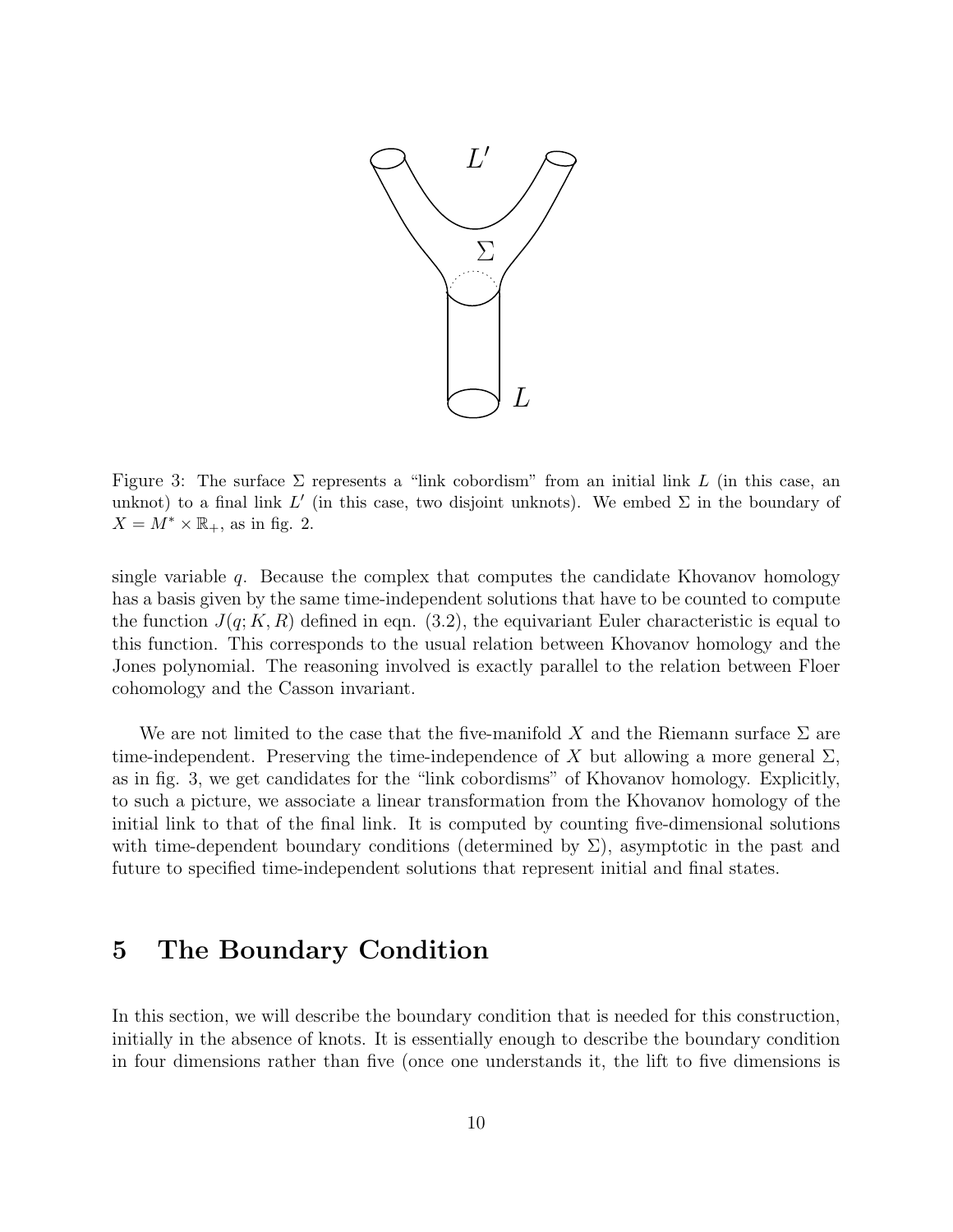Figure 3: The surface $\Sigma$ represents a "link cobordism" from an initial link $L$ (in this case, an unknot) to a final link $L'$ (in this case, two disjoint unknots). We embed $\Sigma$ in the boundary of $X = M^* \times \mathbb{R}_+$, as in fig. 2.

single variable $q$. Because the complex that computes the candidate Khovanov homology has a basis given by the same time-independent solutions that have to be counted to compute the function $J(q; K, R)$ defined in eqn. (3.2), the equivariant Euler characteristic is equal to this function. This corresponds to the usual relation between Khovanov homology and the Jones polynomial. The reasoning involved is exactly parallel to the relation between Floer cohomology and the Casson invariant.

We are not limited to the case that the five-manifold $X$ and the Riemann surface $\Sigma$ are time-independent. Preserving the time-independence of $X$ but allowing a more general $\Sigma$, as in fig. 3, we get candidates for the "link cobordisms" of Khovanov homology. Explicitly, to such a picture, we associate a linear transformation from the Khovanov homology of the initial link to that of the final link. It is computed by counting five-dimensional solutions with time-dependent boundary conditions (determined by $\Sigma$), asymptotic in the past and future to specified time-independent solutions that represent initial and final states.

# 5 The Boundary Condition

In this section, we will describe the boundary condition that is needed for this construction, initially in the absence of knots. It is essentially enough to describe the boundary condition in four dimensions rather than five (once one understands it, the lift to five dimensions is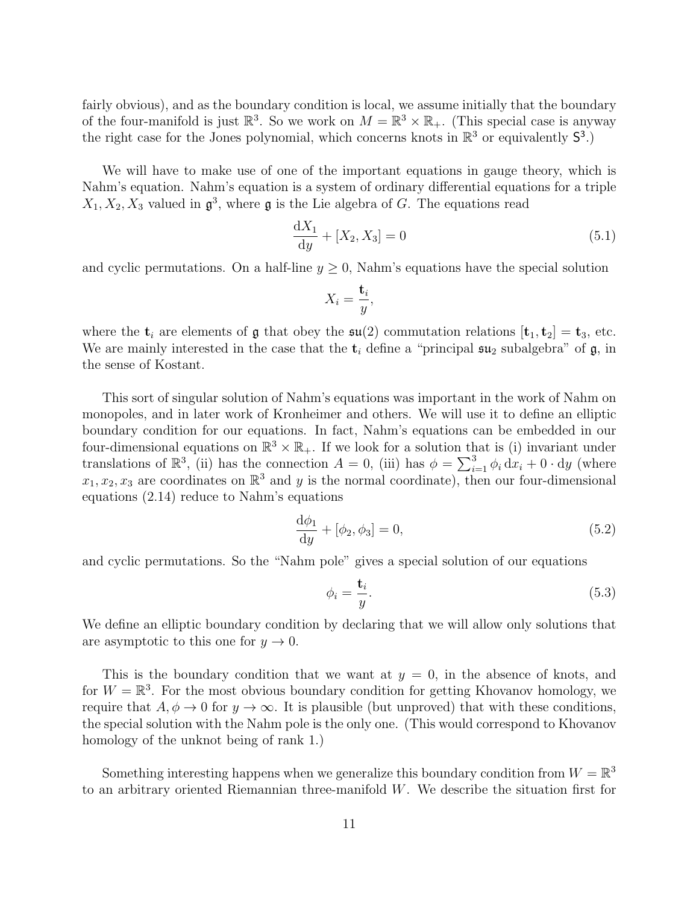fairly obvious), and as the boundary condition is local, we assume initially that the boundary of the four-manifold is just $\mathbb{R}^3$. So we work on $M = \mathbb{R}^3 \times \mathbb{R}_+$. (This special case is anyway the right case for the Jones polynomial, which concerns knots in $\mathbb{R}^3$ or equivalently $\mathsf{S}^3$.)

We will have to make use of one of the important equations in gauge theory, which is Nahm's equation. Nahm's equation is a system of ordinary differential equations for a triple $X_1, X_2, X_3$ valued in $\mathfrak{g}^3$, where $\mathfrak{g}$ is the Lie algebra of $G$. The equations read

$$\frac{\mathrm{d}X_1}{\mathrm{d}y} + [X_2, X_3] = 0 \tag{5.1}$$

and cyclic permutations. On a half-line $y \geq 0$, Nahm's equations have the special solution

$$X_i = \frac{\mathbf{t}_i}{y},$$

where the $\mathbf{t}_i$ are elements of $\mathfrak{g}$ that obey the $\mathfrak{su}(2)$ commutation relations $[\mathbf{t}_1, \mathbf{t}_2] = \mathbf{t}_3$, etc. We are mainly interested in the case that the $\mathbf{t}_i$ define a "principal $\mathfrak{su}_2$ subalgebra" of $\mathfrak{g}$, in the sense of Kostant.

This sort of singular solution of Nahm's equations was important in the work of Nahm on monopoles, and in later work of Kronheimer and others. We will use it to define an elliptic boundary condition for our equations. In fact, Nahm's equations can be embedded in our four-dimensional equations on $\mathbb{R}^3 \times \mathbb{R}_+$. If we look for a solution that is (i) invariant under translations of $\mathbb{R}^3$, (ii) has the connection $A = 0$, (iii) has $\phi = \sum_{i=1}^3 \phi_i \, \mathrm{d}x_i + 0 \cdot \mathrm{d}y$ (where $x_1, x_2, x_3$ are coordinates on $\mathbb{R}^3$ and $y$ is the normal coordinate), then our four-dimensional equations (2.14) reduce to Nahm's equations

$$\frac{\mathrm{d}\phi_1}{\mathrm{d}y} + [\phi_2, \phi_3] = 0, \tag{5.2}$$

and cyclic permutations. So the "Nahm pole" gives a special solution of our equations

$$\phi_i = \frac{\mathbf{t}_i}{y}. \tag{5.3}$$

We define an elliptic boundary condition by declaring that we will allow only solutions that are asymptotic to this one for $y \to 0$.

This is the boundary condition that we want at $y = 0$, in the absence of knots, and for $W = \mathbb{R}^3$. For the most obvious boundary condition for getting Khovanov homology, we require that $A, \phi \to 0$ for $y \to \infty$. It is plausible (but unproved) that with these conditions, the special solution with the Nahm pole is the only one. (This would correspond to Khovanov homology of the unknot being of rank 1.)

Something interesting happens when we generalize this boundary condition from $W = \mathbb{R}^3$ to an arbitrary oriented Riemannian three-manifold $W$. We describe the situation first for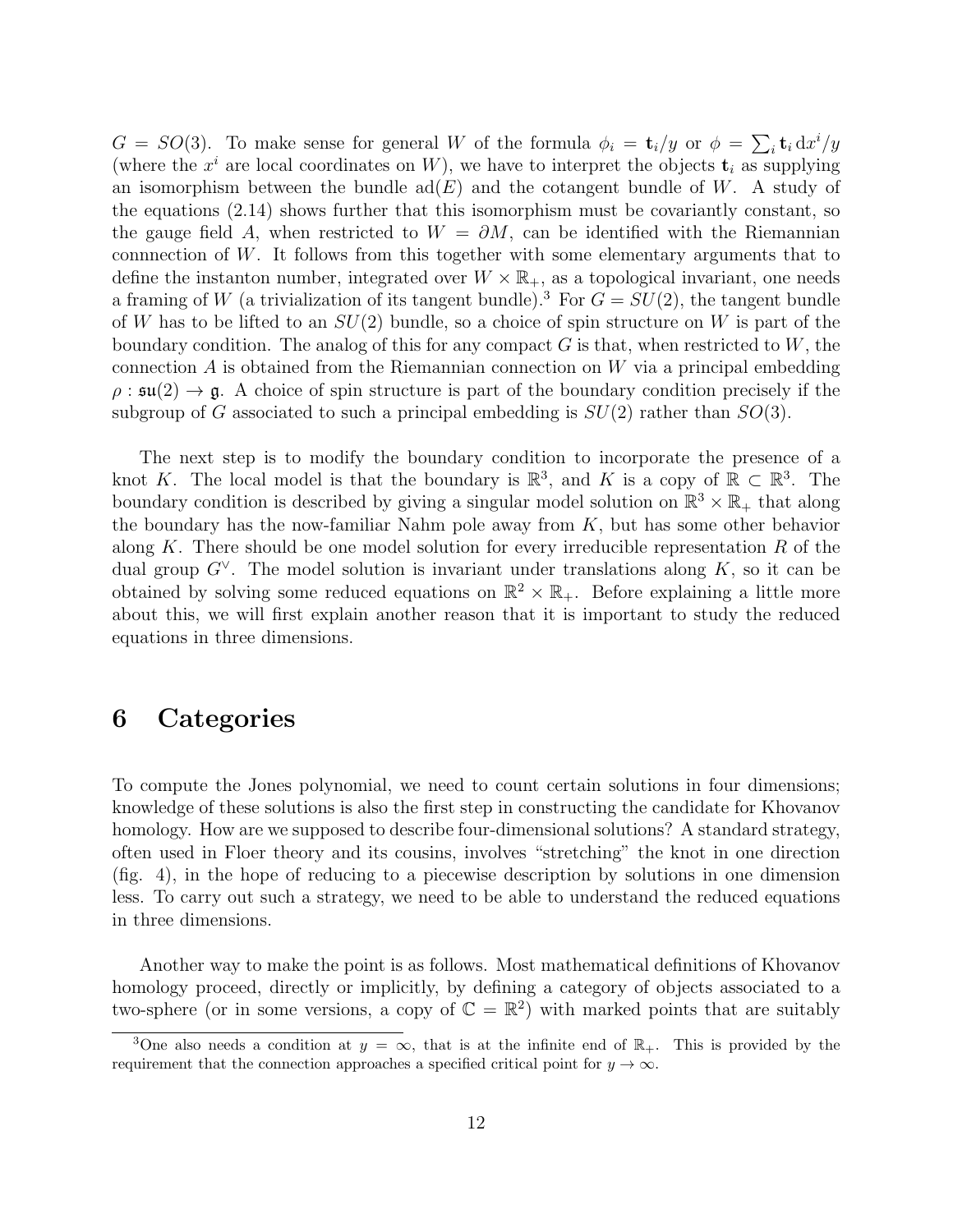$G = SO(3)$. To make sense for general $W$ of the formula $\phi_i = \mathbf{t}_i/y$ or $\phi = \sum_i \mathbf{t}_i \, \mathrm{d}x^i/y$ (where the $x^i$ are local coordinates on $W$), we have to interpret the objects $\mathbf{t}_i$ as supplying an isomorphism between the bundle $\mathrm{ad}(E)$ and the cotangent bundle of $W$. A study of the equations (2.14) shows further that this isomorphism must be covariantly constant, so the gauge field $A$, when restricted to $W = \partial M$, can be identified with the Riemannian connnection of $W$. It follows from this together with some elementary arguments that to define the instanton number, integrated over $W \times \mathbb{R}_+$, as a topological invariant, one needs a framing of $W$ (a trivialization of its tangent bundle).[3] For $G = SU(2)$, the tangent bundle of $W$ has to be lifted to an $SU(2)$ bundle, so a choice of spin structure on $W$ is part of the boundary condition. The analog of this for any compact $G$ is that, when restricted to $W$, the connection $A$ is obtained from the Riemannian connection on $W$ via a principal embedding $\rho : \mathfrak{su}(2) \to \mathfrak{g}$. A choice of spin structure is part of the boundary condition precisely if the subgroup of $G$ associated to such a principal embedding is $SU(2)$ rather than $SO(3)$.

The next step is to modify the boundary condition to incorporate the presence of a knot $K$. The local model is that the boundary is $\mathbb{R}^3$, and $K$ is a copy of $\mathbb{R} \subset \mathbb{R}^3$. The boundary condition is described by giving a singular model solution on $\mathbb{R}^3 \times \mathbb{R}_+$ that along the boundary has the now-familiar Nahm pole away from $K$, but has some other behavior along $K$. There should be one model solution for every irreducible representation $R$ of the dual group $G^\vee$. The model solution is invariant under translations along $K$, so it can be obtained by solving some reduced equations on $\mathbb{R}^2 \times \mathbb{R}_+$. Before explaining a little more about this, we will first explain another reason that it is important to study the reduced equations in three dimensions.

# 6 Categories

To compute the Jones polynomial, we need to count certain solutions in four dimensions; knowledge of these solutions is also the first step in constructing the candidate for Khovanov homology. How are we supposed to describe four-dimensional solutions? A standard strategy, often used in Floer theory and its cousins, involves "stretching" the knot in one direction (fig. 4), in the hope of reducing to a piecewise description by solutions in one dimension less. To carry out such a strategy, we need to be able to understand the reduced equations in three dimensions.

Another way to make the point is as follows. Most mathematical definitions of Khovanov homology proceed, directly or implicitly, by defining a category of objects associated to a two-sphere (or in some versions, a copy of $\mathbb{C} = \mathbb{R}^2$) with marked points that are suitably

[3] One also needs a condition at $y = \infty$, that is at the infinite end of $\mathbb{R}_+$. This is provided by the requirement that the connection approaches a specified critical point for $y \to \infty$.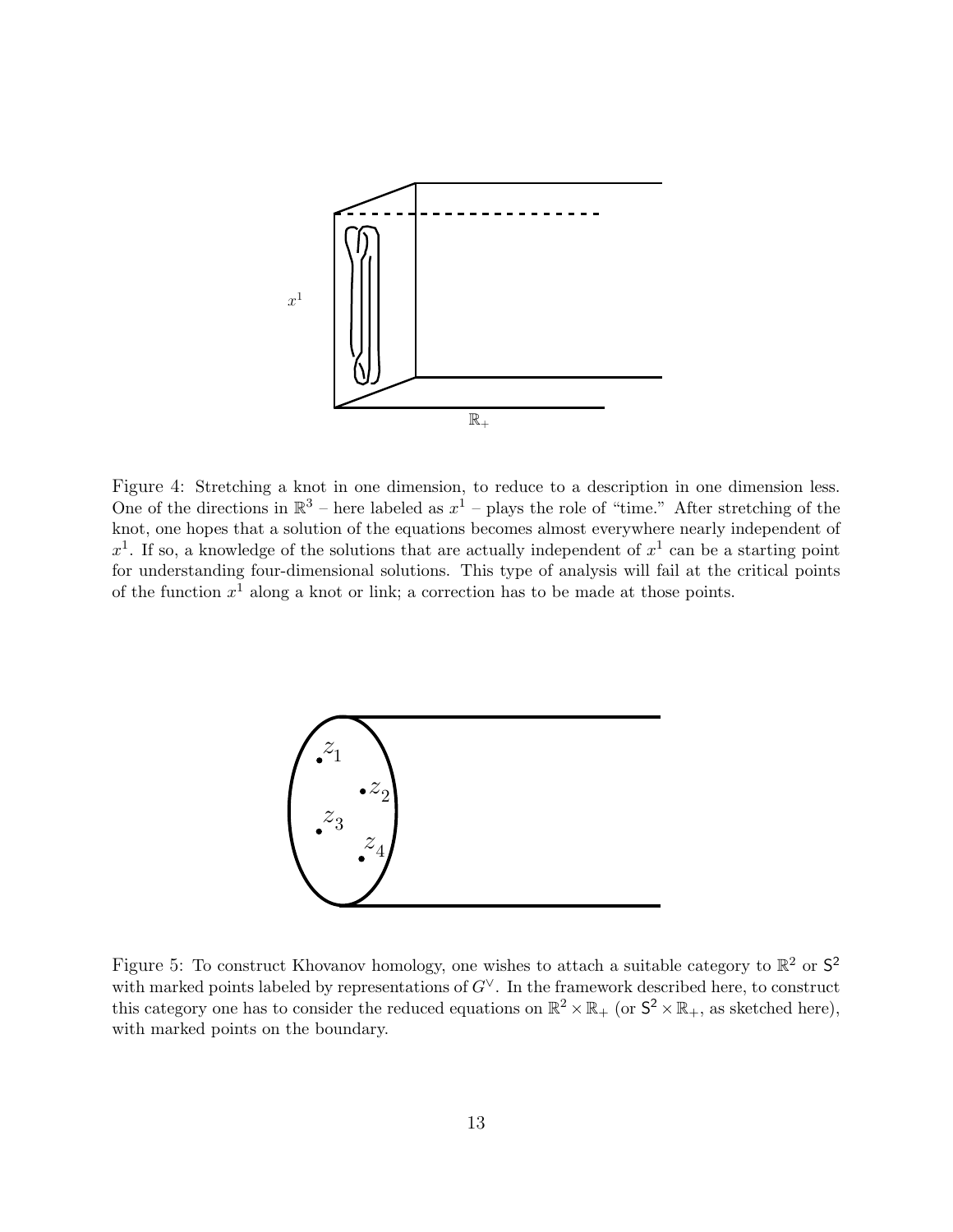Figure 4: Stretching a knot in one dimension, to reduce to a description in one dimension less. One of the directions in $\mathbb{R}^3$ – here labeled as $x^1$ – plays the role of "time." After stretching of the knot, one hopes that a solution of the equations becomes almost everywhere nearly independent of $x^1$. If so, a knowledge of the solutions that are actually independent of $x^1$ can be a starting point for understanding four-dimensional solutions. This type of analysis will fail at the critical points of the function $x^1$ along a knot or link; a correction has to be made at those points.

Figure 5: To construct Khovanov homology, one wishes to attach a suitable category to $\mathbb{R}^2$ or $\mathsf{S}^2$ with marked points labeled by representations of $G^\vee$. In the framework described here, to construct this category one has to consider the reduced equations on $\mathbb{R}^2 \times \mathbb{R}_+$ (or $\mathsf{S}^2 \times \mathbb{R}_+$, as sketched here), with marked points on the boundary.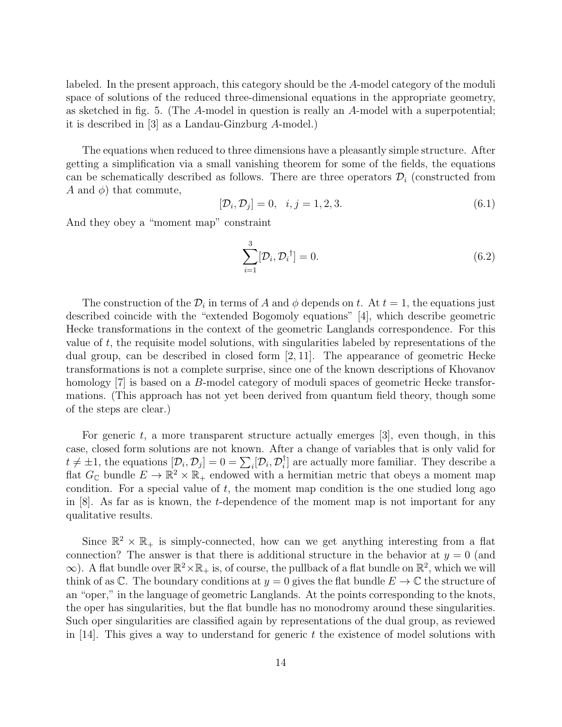labeled. In the present approach, this category should be the $A$-model category of the moduli space of solutions of the reduced three-dimensional equations in the appropriate geometry, as sketched in fig. 5. (The $A$-model in question is really an $A$-model with a superpotential; it is described in [3] as a Landau-Ginzburg $A$-model.)

The equations when reduced to three dimensions have a pleasantly simple structure. After getting a simplification via a small vanishing theorem for some of the fields, the equations can be schematically described as follows. There are three operators $\mathcal{D}_i$ (constructed from $A$ and $\phi$) that commute,

$$[\mathcal{D}_i, \mathcal{D}_j] = 0, \quad i, j = 1, 2, 3. \tag{6.1}$$

And they obey a "moment map" constraint

$$\sum_{i=1}^{3} [\mathcal{D}_i, \mathcal{D}_i{}^\dagger] = 0. \tag{6.2}$$

The construction of the $\mathcal{D}_i$ in terms of $A$ and $\phi$ depends on $t$. At $t = 1$, the equations just described coincide with the "extended Bogomoly equations" [4], which describe geometric Hecke transformations in the context of the geometric Langlands correspondence. For this value of $t$, the requisite model solutions, with singularities labeled by representations of the dual group, can be described in closed form [2, 11]. The appearance of geometric Hecke transformations is not a complete surprise, since one of the known descriptions of Khovanov homology [7] is based on a $B$-model category of moduli spaces of geometric Hecke transformations. (This approach has not yet been derived from quantum field theory, though some of the steps are clear.)

For generic $t$, a more transparent structure actually emerges [3], even though, in this case, closed form solutions are not known. After a change of variables that is only valid for $t \neq \pm 1$, the equations $[\mathcal{D}_i, \mathcal{D}_j] = 0 = \sum_i [\mathcal{D}_i, \mathcal{D}_i^\dagger]$ are actually more familiar. They describe a flat $G_\mathbb{C}$ bundle $E \to \mathbb{R}^2 \times \mathbb{R}_+$ endowed with a hermitian metric that obeys a moment map condition. For a special value of $t$, the moment map condition is the one studied long ago in [8]. As far as is known, the $t$-dependence of the moment map is not important for any qualitative results.

Since $\mathbb{R}^2 \times \mathbb{R}_+$ is simply-connected, how can we get anything interesting from a flat connection? The answer is that there is additional structure in the behavior at $y = 0$ (and $\infty$). A flat bundle over $\mathbb{R}^2 \times \mathbb{R}_+$ is, of course, the pullback of a flat bundle on $\mathbb{R}^2$, which we will think of as $\mathbb{C}$. The boundary conditions at $y = 0$ gives the flat bundle $E \to \mathbb{C}$ the structure of an "oper," in the language of geometric Langlands. At the points corresponding to the knots, the oper has singularities, but the flat bundle has no monodromy around these singularities. Such oper singularities are classified again by representations of the dual group, as reviewed in [14]. This gives a way to understand for generic $t$ the existence of model solutions with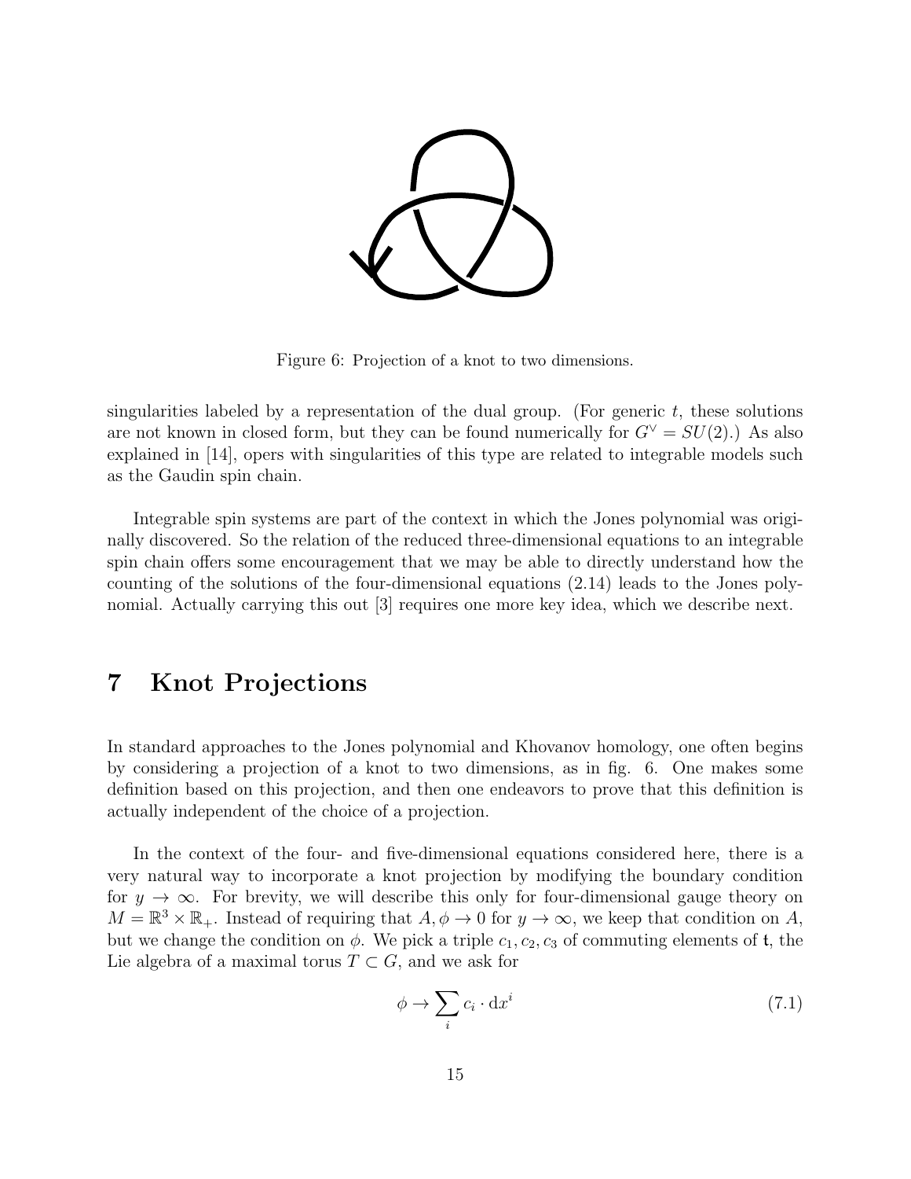Figure 6: Projection of a knot to two dimensions.

singularities labeled by a representation of the dual group. (For generic $t$, these solutions are not known in closed form, but they can be found numerically for $G^\vee = SU(2)$.) As also explained in [14], opers with singularities of this type are related to integrable models such as the Gaudin spin chain.

Integrable spin systems are part of the context in which the Jones polynomial was originally discovered. So the relation of the reduced three-dimensional equations to an integrable spin chain offers some encouragement that we may be able to directly understand how the counting of the solutions of the four-dimensional equations (2.14) leads to the Jones polynomial. Actually carrying this out [3] requires one more key idea, which we describe next.

# 7 Knot Projections

In standard approaches to the Jones polynomial and Khovanov homology, one often begins by considering a projection of a knot to two dimensions, as in fig. 6. One makes some definition based on this projection, and then one endeavors to prove that this definition is actually independent of the choice of a projection.

In the context of the four- and five-dimensional equations considered here, there is a very natural way to incorporate a knot projection by modifying the boundary condition for $y \to \infty$. For brevity, we will describe this only for four-dimensional gauge theory on $M = \mathbb{R}^3 \times \mathbb{R}_+$. Instead of requiring that $A, \phi \to 0$ for $y \to \infty$, we keep that condition on $A$, but we change the condition on $\phi$. We pick a triple $c_1, c_2, c_3$ of commuting elements of $\mathfrak{t}$, the Lie algebra of a maximal torus $T \subset G$, and we ask for

$$\phi \to \sum_i c_i \cdot \mathrm{d}x^i \tag{7.1}$$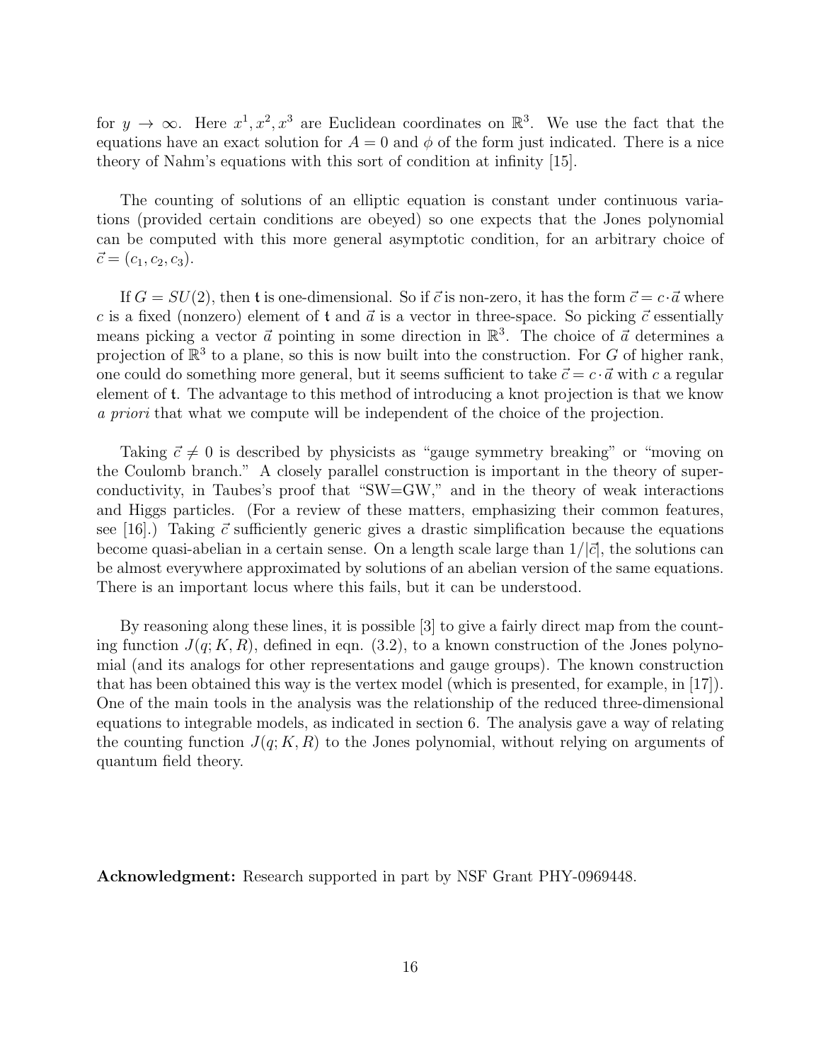for $y \to \infty$. Here $x^1, x^2, x^3$ are Euclidean coordinates on $\mathbb{R}^3$. We use the fact that the equations have an exact solution for $A = 0$ and $\phi$ of the form just indicated. There is a nice theory of Nahm's equations with this sort of condition at infinity [15].

The counting of solutions of an elliptic equation is constant under continuous variations (provided certain conditions are obeyed) so one expects that the Jones polynomial can be computed with this more general asymptotic condition, for an arbitrary choice of $\vec{c} = (c_1, c_2, c_3)$.

If $G = SU(2)$, then $\mathfrak{t}$ is one-dimensional. So if $\vec{c}$ is non-zero, it has the form $\vec{c} = c \cdot \vec{a}$ where $c$ is a fixed (nonzero) element of $\mathfrak{t}$ and $\vec{a}$ is a vector in three-space. So picking $\vec{c}$ essentially means picking a vector $\vec{a}$ pointing in some direction in $\mathbb{R}^3$. The choice of $\vec{a}$ determines a projection of $\mathbb{R}^3$ to a plane, so this is now built into the construction. For $G$ of higher rank, one could do something more general, but it seems sufficient to take $\vec{c} = c \cdot \vec{a}$ with $c$ a regular element of $\mathfrak{t}$. The advantage to this method of introducing a knot projection is that we know *a priori* that what we compute will be independent of the choice of the projection.

Taking $\vec{c} \neq 0$ is described by physicists as "gauge symmetry breaking" or "moving on the Coulomb branch." A closely parallel construction is important in the theory of superconductivity, in Taubes's proof that "SW=GW," and in the theory of weak interactions and Higgs particles. (For a review of these matters, emphasizing their common features, see [16].) Taking $\vec{c}$ sufficiently generic gives a drastic simplification because the equations become quasi-abelian in a certain sense. On a length scale large than $1/|\vec{c}|$, the solutions can be almost everywhere approximated by solutions of an abelian version of the same equations. There is an important locus where this fails, but it can be understood.

By reasoning along these lines, it is possible [3] to give a fairly direct map from the counting function $J(q; K, R)$, defined in eqn. (3.2), to a known construction of the Jones polynomial (and its analogs for other representations and gauge groups). The known construction that has been obtained this way is the vertex model (which is presented, for example, in [17]). One of the main tools in the analysis was the relationship of the reduced three-dimensional equations to integrable models, as indicated in section 6. The analysis gave a way of relating the counting function $J(q; K, R)$ to the Jones polynomial, without relying on arguments of quantum field theory.

**Acknowledgment:** Research supported in part by NSF Grant PHY-0969448.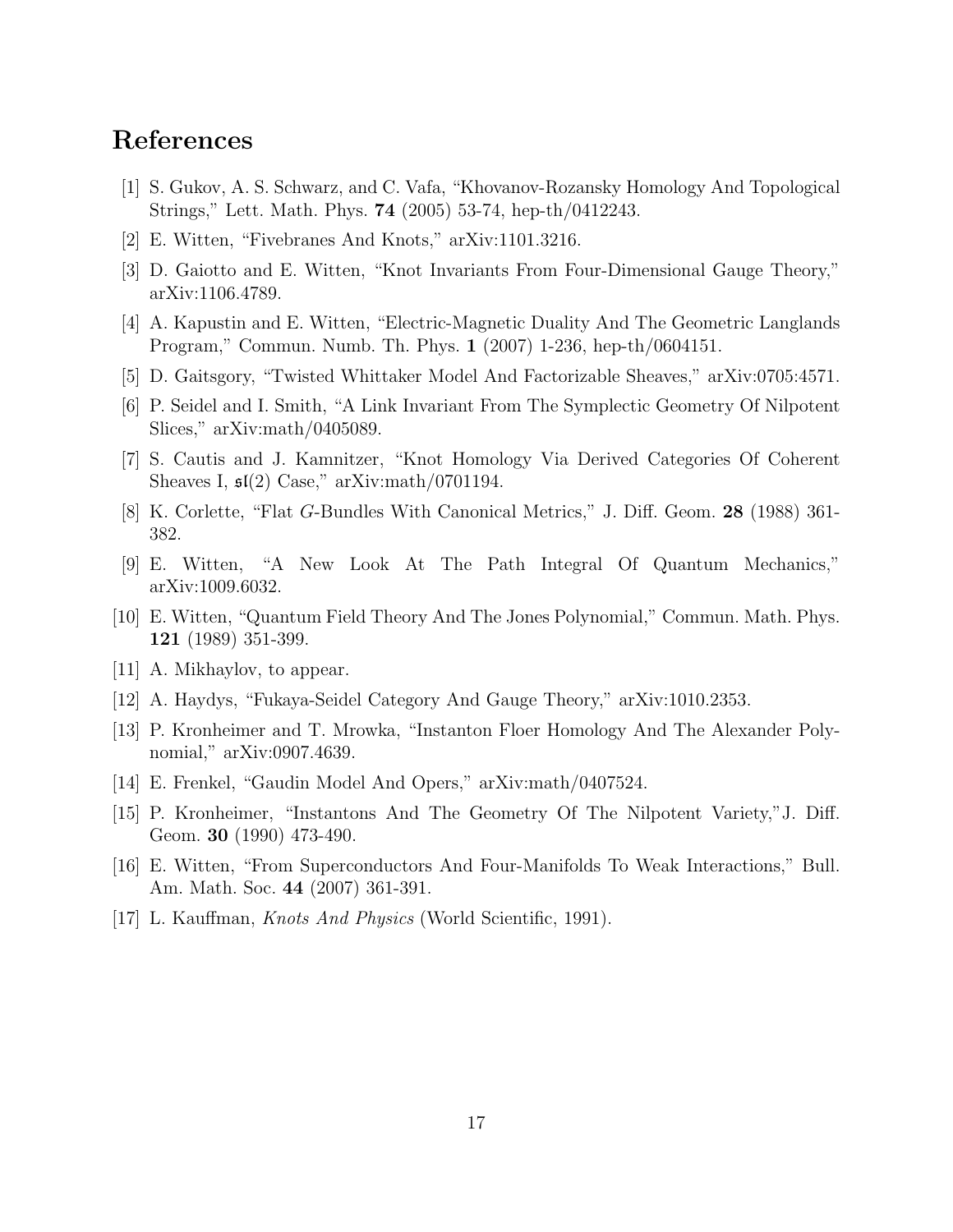# References

[1] S. Gukov, A. S. Schwarz, and C. Vafa, "Khovanov-Rozansky Homology And Topological Strings," Lett. Math. Phys. **74** (2005) 53-74, hep-th/0412243.

[2] E. Witten, "Fivebranes And Knots," arXiv:1101.3216.

[3] D. Gaiotto and E. Witten, "Knot Invariants From Four-Dimensional Gauge Theory," arXiv:1106.4789.

[4] A. Kapustin and E. Witten, "Electric-Magnetic Duality And The Geometric Langlands Program," Commun. Numb. Th. Phys. **1** (2007) 1-236, hep-th/0604151.

[5] D. Gaitsgory, "Twisted Whittaker Model And Factorizable Sheaves," arXiv:0705:4571.

[6] P. Seidel and I. Smith, "A Link Invariant From The Symplectic Geometry Of Nilpotent Slices," arXiv:math/0405089.

[7] S. Cautis and J. Kamnitzer, "Knot Homology Via Derived Categories Of Coherent Sheaves I, $\mathfrak{sl}(2)$ Case," arXiv:math/0701194.

[8] K. Corlette, "Flat $G$-Bundles With Canonical Metrics," J. Diff. Geom. **28** (1988) 361-382.

[9] E. Witten, "A New Look At The Path Integral Of Quantum Mechanics," arXiv:1009.6032.

[10] E. Witten, "Quantum Field Theory And The Jones Polynomial," Commun. Math. Phys. **121** (1989) 351-399.

[11] A. Mikhaylov, to appear.

[12] A. Haydys, "Fukaya-Seidel Category And Gauge Theory," arXiv:1010.2353.

[13] P. Kronheimer and T. Mrowka, "Instanton Floer Homology And The Alexander Polynomial," arXiv:0907.4639.

[14] E. Frenkel, "Gaudin Model And Opers," arXiv:math/0407524.

[15] P. Kronheimer, "Instantons And The Geometry Of The Nilpotent Variety,"J. Diff. Geom. **30** (1990) 473-490.

[16] E. Witten, "From Superconductors And Four-Manifolds To Weak Interactions," Bull. Am. Math. Soc. **44** (2007) 361-391.

[17] L. Kauffman, *Knots And Physics* (World Scientific, 1991).